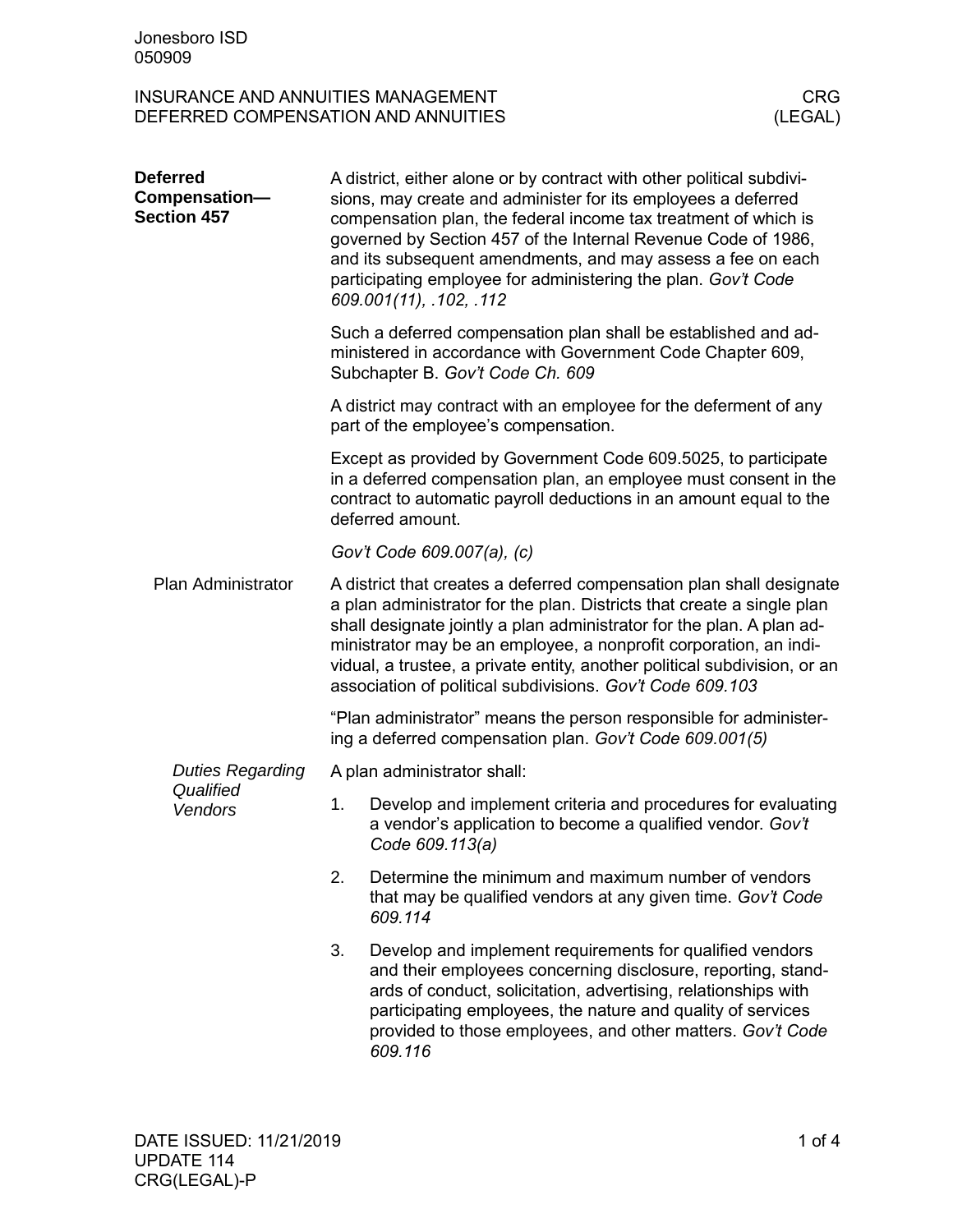# INSURANCE AND ANNUITIES MANAGEMENT
# DEFERRED COMPENSATION AND ANNUITIES

CRG (LEGAL)

## Deferred Compensation—Section 457

A district, either alone or by contract with other political subdivisions, may create and administer for its employees a deferred compensation plan, the federal income tax treatment of which is governed by Section 457 of the Internal Revenue Code of 1986, and its subsequent amendments, and may assess a fee on each participating employee for administering the plan. *Gov't Code 609.001(11), .102, .112*

Such a deferred compensation plan shall be established and administered in accordance with Government Code Chapter 609, Subchapter B. *Gov't Code Ch. 609*

A district may contract with an employee for the deferment of any part of the employee's compensation.

Except as provided by Government Code 609.5025, to participate in a deferred compensation plan, an employee must consent in the contract to automatic payroll deductions in an amount equal to the deferred amount.

*Gov't Code 609.007(a), (c)*

### Plan Administrator

A district that creates a deferred compensation plan shall designate a plan administrator for the plan. Districts that create a single plan shall designate jointly a plan administrator for the plan. A plan administrator may be an employee, a nonprofit corporation, an individual, a trustee, a private entity, another political subdivision, or an association of political subdivisions. *Gov't Code 609.103*

"Plan administrator" means the person responsible for administering a deferred compensation plan. *Gov't Code 609.001(5)*

#### *Duties Regarding Qualified Vendors*

A plan administrator shall:

1. Develop and implement criteria and procedures for evaluating a vendor's application to become a qualified vendor. *Gov't Code 609.113(a)*
2. Determine the minimum and maximum number of vendors that may be qualified vendors at any given time. *Gov't Code 609.114*
3. Develop and implement requirements for qualified vendors and their employees concerning disclosure, reporting, standards of conduct, solicitation, advertising, relationships with participating employees, the nature and quality of services provided to those employees, and other matters. *Gov't Code 609.116*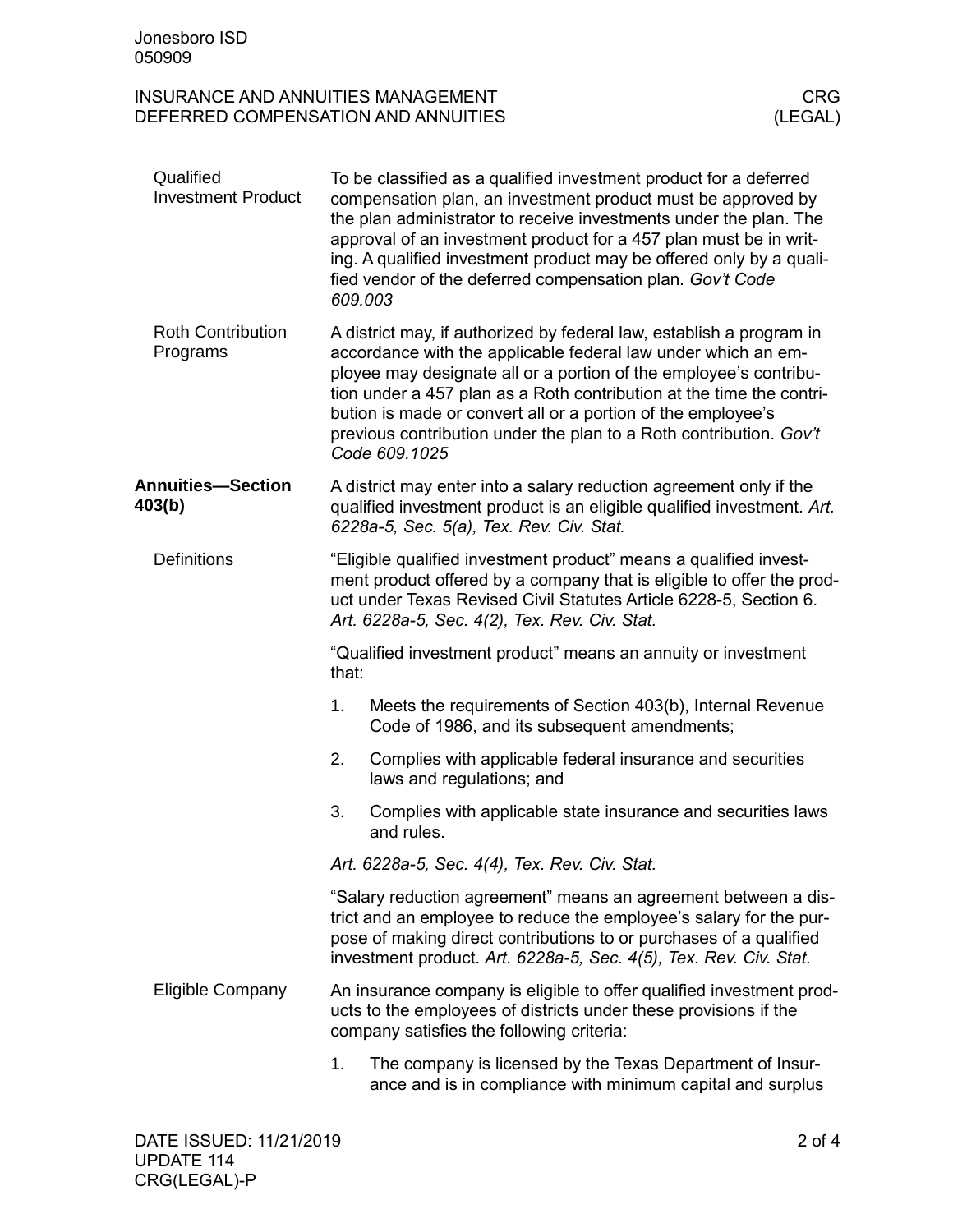### Qualified Investment Product

To be classified as a qualified investment product for a deferred compensation plan, an investment product must be approved by the plan administrator to receive investments under the plan. The approval of an investment product for a 457 plan must be in writing. A qualified investment product may be offered only by a qualified vendor of the deferred compensation plan. *Gov't Code 609.003*

### Roth Contribution Programs

A district may, if authorized by federal law, establish a program in accordance with the applicable federal law under which an employee may designate all or a portion of the employee's contribution under a 457 plan as a Roth contribution at the time the contribution is made or convert all or a portion of the employee's previous contribution under the plan to a Roth contribution. *Gov't Code 609.1025*

## Annuities—Section 403(b)

A district may enter into a salary reduction agreement only if the qualified investment product is an eligible qualified investment. *Art. 6228a-5, Sec. 5(a), Tex. Rev. Civ. Stat.*

### Definitions

"Eligible qualified investment product" means a qualified investment product offered by a company that is eligible to offer the product under Texas Revised Civil Statutes Article 6228-5, Section 6. *Art. 6228a-5, Sec. 4(2), Tex. Rev. Civ. Stat.*

"Qualified investment product" means an annuity or investment that:

1. Meets the requirements of Section 403(b), Internal Revenue Code of 1986, and its subsequent amendments;
2. Complies with applicable federal insurance and securities laws and regulations; and
3. Complies with applicable state insurance and securities laws and rules.

*Art. 6228a-5, Sec. 4(4), Tex. Rev. Civ. Stat.*

"Salary reduction agreement" means an agreement between a district and an employee to reduce the employee's salary for the purpose of making direct contributions to or purchases of a qualified investment product. *Art. 6228a-5, Sec. 4(5), Tex. Rev. Civ. Stat.*

### Eligible Company

An insurance company is eligible to offer qualified investment products to the employees of districts under these provisions if the company satisfies the following criteria:

1. The company is licensed by the Texas Department of Insurance and is in compliance with minimum capital and surplus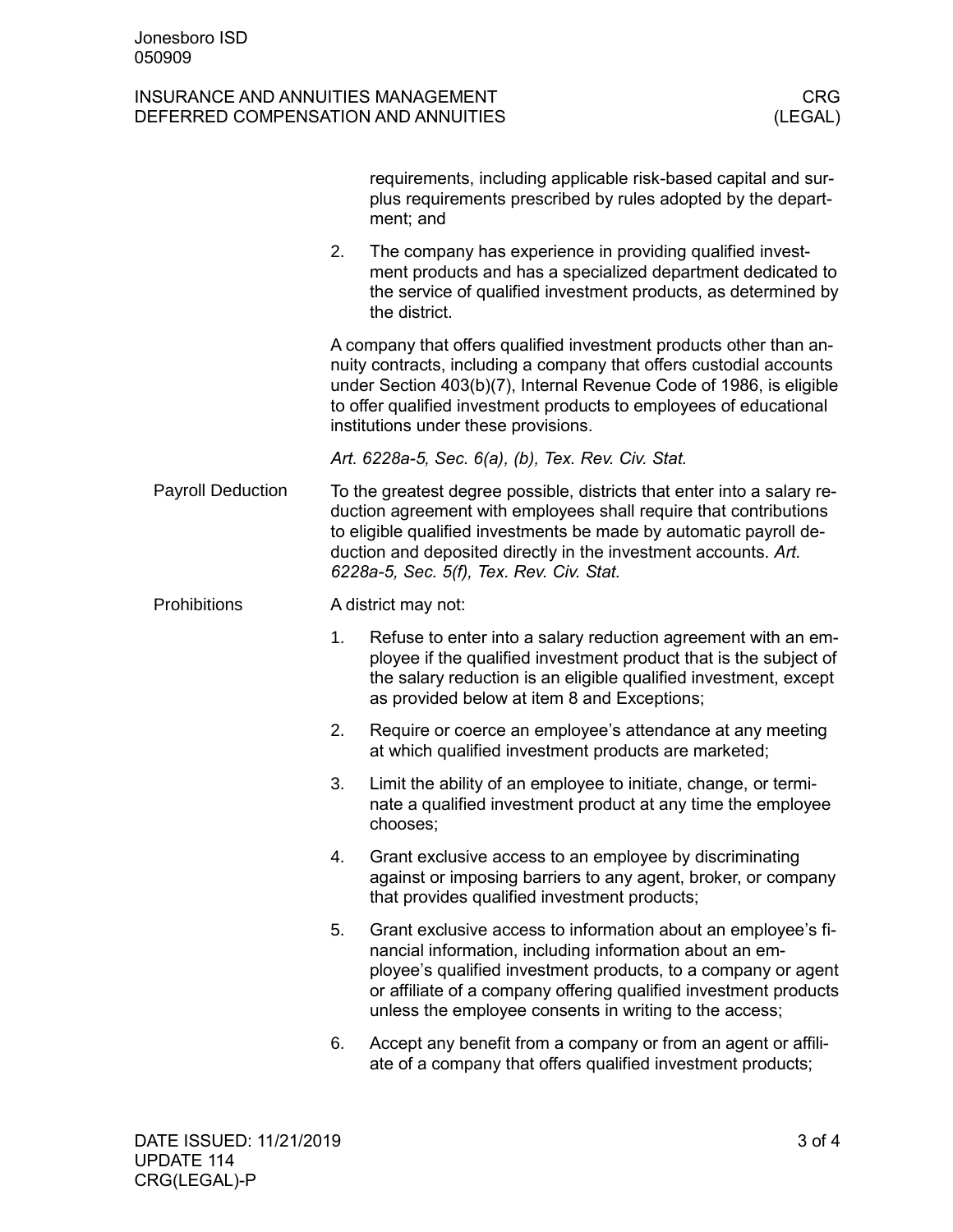requirements, including applicable risk-based capital and surplus requirements prescribed by rules adopted by the department; and

2. The company has experience in providing qualified investment products and has a specialized department dedicated to the service of qualified investment products, as determined by the district.

A company that offers qualified investment products other than annuity contracts, including a company that offers custodial accounts under Section 403(b)(7), Internal Revenue Code of 1986, is eligible to offer qualified investment products to employees of educational institutions under these provisions.

*Art. 6228a-5, Sec. 6(a), (b), Tex. Rev. Civ. Stat.*

## Payroll Deduction

To the greatest degree possible, districts that enter into a salary reduction agreement with employees shall require that contributions to eligible qualified investments be made by automatic payroll deduction and deposited directly in the investment accounts. *Art. 6228a-5, Sec. 5(f), Tex. Rev. Civ. Stat.*

## Prohibitions

A district may not:

1. Refuse to enter into a salary reduction agreement with an employee if the qualified investment product that is the subject of the salary reduction is an eligible qualified investment, except as provided below at item 8 and Exceptions;
2. Require or coerce an employee's attendance at any meeting at which qualified investment products are marketed;
3. Limit the ability of an employee to initiate, change, or terminate a qualified investment product at any time the employee chooses;
4. Grant exclusive access to an employee by discriminating against or imposing barriers to any agent, broker, or company that provides qualified investment products;
5. Grant exclusive access to information about an employee's financial information, including information about an employee's qualified investment products, to a company or agent or affiliate of a company offering qualified investment products unless the employee consents in writing to the access;
6. Accept any benefit from a company or from an agent or affiliate of a company that offers qualified investment products;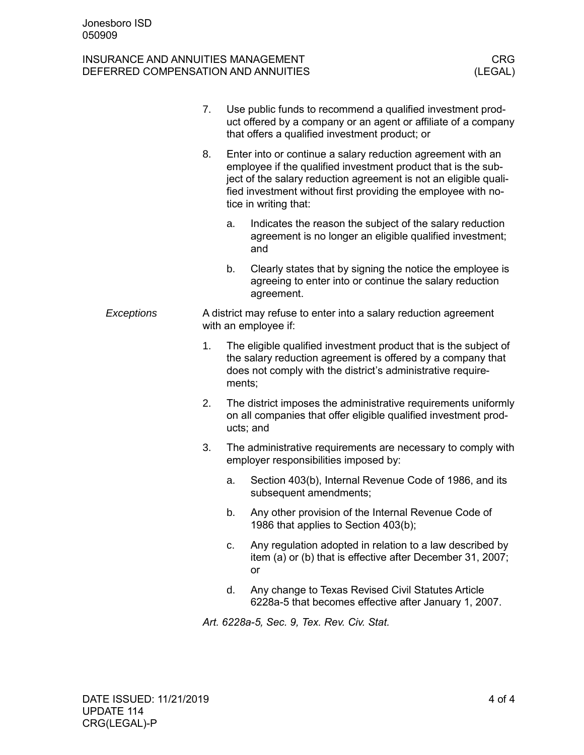7. Use public funds to recommend a qualified investment product offered by a company or an agent or affiliate of a company that offers a qualified investment product; or
8. Enter into or continue a salary reduction agreement with an employee if the qualified investment product that is the subject of the salary reduction agreement is not an eligible qualified investment without first providing the employee with notice in writing that:
   a. Indicates the reason the subject of the salary reduction agreement is no longer an eligible qualified investment; and
   b. Clearly states that by signing the notice the employee is agreeing to enter into or continue the salary reduction agreement.

*Exceptions*

A district may refuse to enter into a salary reduction agreement with an employee if:

1. The eligible qualified investment product that is the subject of the salary reduction agreement is offered by a company that does not comply with the district's administrative requirements;
2. The district imposes the administrative requirements uniformly on all companies that offer eligible qualified investment products; and
3. The administrative requirements are necessary to comply with employer responsibilities imposed by:
   a. Section 403(b), Internal Revenue Code of 1986, and its subsequent amendments;
   b. Any other provision of the Internal Revenue Code of 1986 that applies to Section 403(b);
   c. Any regulation adopted in relation to a law described by item (a) or (b) that is effective after December 31, 2007; or
   d. Any change to Texas Revised Civil Statutes Article 6228a-5 that becomes effective after January 1, 2007.

*Art. 6228a-5, Sec. 9, Tex. Rev. Civ. Stat.*